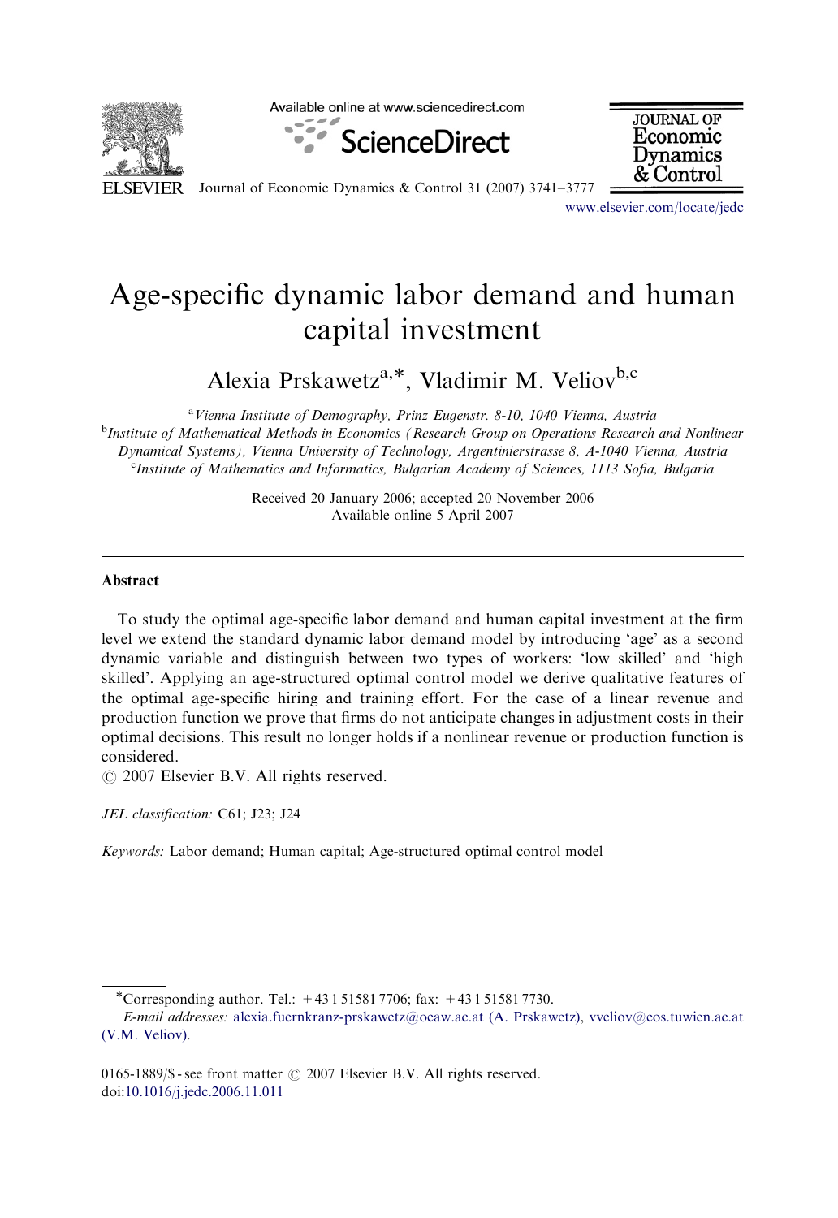# Age-specific dynamic labor demand and human capital investment

Alexia Prskawetz[a,*], Vladimir M. Veliov[b,c]

[a]Vienna Institute of Demography, Prinz Eugenstr. 8-10, 1040 Vienna, Austria

[b]Institute of Mathematical Methods in Economics (Research Group on Operations Research and Nonlinear Dynamical Systems), Vienna University of Technology, Argentinierstrasse 8, A-1040 Vienna, Austria

[c]Institute of Mathematics and Informatics, Bulgarian Academy of Sciences, 1113 Sofia, Bulgaria

Received 20 January 2006; accepted 20 November 2006
Available online 5 April 2007

## Abstract

To study the optimal age-specific labor demand and human capital investment at the firm level we extend the standard dynamic labor demand model by introducing 'age' as a second dynamic variable and distinguish between two types of workers: 'low skilled' and 'high skilled'. Applying an age-structured optimal control model we derive qualitative features of the optimal age-specific hiring and training effort. For the case of a linear revenue and production function we prove that firms do not anticipate changes in adjustment costs in their optimal decisions. This result no longer holds if a nonlinear revenue or production function is considered.

© 2007 Elsevier B.V. All rights reserved.

*JEL classification:* C61; J23; J24

*Keywords:* Labor demand; Human capital; Age-structured optimal control model

---

*Corresponding author. Tel.: +43 1 51581 7706; fax: +43 1 51581 7730.

*E-mail addresses:* alexia.fuernkranz-prskawetz@oeaw.ac.at (A. Prskawetz), vveliov@eos.tuwien.ac.at (V.M. Veliov).

0165-1889/$ - see front matter © 2007 Elsevier B.V. All rights reserved.
doi:10.1016/j.jedc.2006.11.011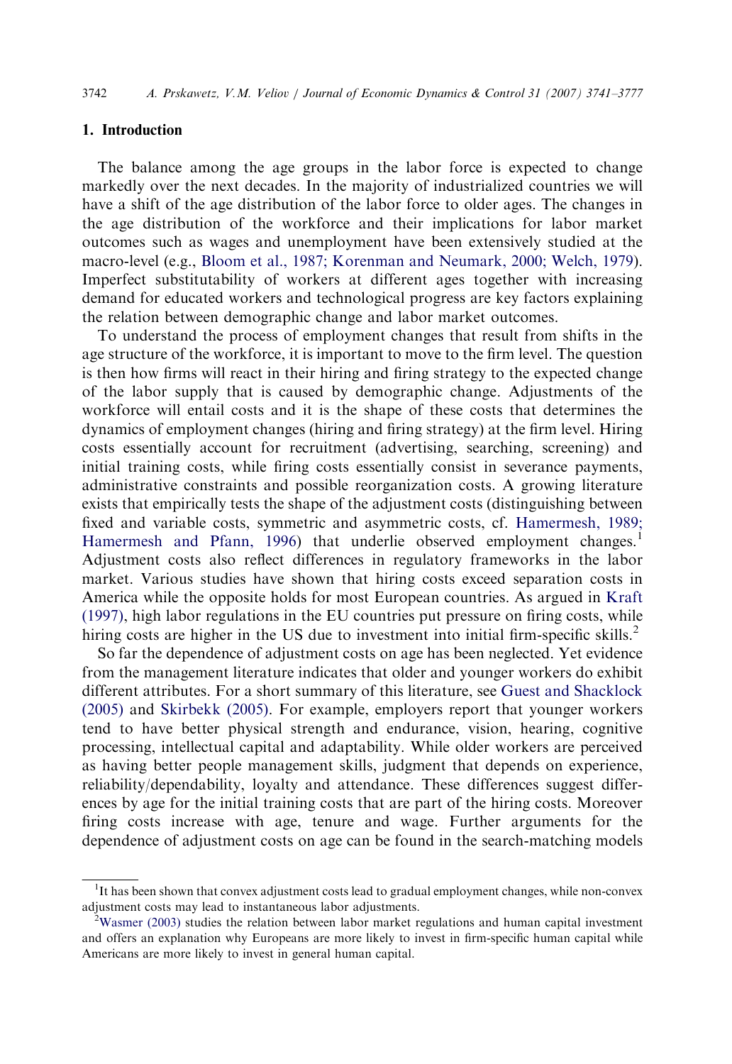## 1. Introduction

The balance among the age groups in the labor force is expected to change markedly over the next decades. In the majority of industrialized countries we will have a shift of the age distribution of the labor force to older ages. The changes in the age distribution of the workforce and their implications for labor market outcomes such as wages and unemployment have been extensively studied at the macro-level (e.g., Bloom et al., 1987; Korenman and Neumark, 2000; Welch, 1979). Imperfect substitutability of workers at different ages together with increasing demand for educated workers and technological progress are key factors explaining the relation between demographic change and labor market outcomes.

To understand the process of employment changes that result from shifts in the age structure of the workforce, it is important to move to the firm level. The question is then how firms will react in their hiring and firing strategy to the expected change of the labor supply that is caused by demographic change. Adjustments of the workforce will entail costs and it is the shape of these costs that determines the dynamics of employment changes (hiring and firing strategy) at the firm level. Hiring costs essentially account for recruitment (advertising, searching, screening) and initial training costs, while firing costs essentially consist in severance payments, administrative constraints and possible reorganization costs. A growing literature exists that empirically tests the shape of the adjustment costs (distinguishing between fixed and variable costs, symmetric and asymmetric costs, cf. Hamermesh, 1989; Hamermesh and Pfann, 1996) that underlie observed employment changes.[1] Adjustment costs also reflect differences in regulatory frameworks in the labor market. Various studies have shown that hiring costs exceed separation costs in America while the opposite holds for most European countries. As argued in Kraft (1997), high labor regulations in the EU countries put pressure on firing costs, while hiring costs are higher in the US due to investment into initial firm-specific skills.[2]

So far the dependence of adjustment costs on age has been neglected. Yet evidence from the management literature indicates that older and younger workers do exhibit different attributes. For a short summary of this literature, see Guest and Shacklock (2005) and Skirbekk (2005). For example, employers report that younger workers tend to have better physical strength and endurance, vision, hearing, cognitive processing, intellectual capital and adaptability. While older workers are perceived as having better people management skills, judgment that depends on experience, reliability/dependability, loyalty and attendance. These differences suggest differences by age for the initial training costs that are part of the hiring costs. Moreover firing costs increase with age, tenure and wage. Further arguments for the dependence of adjustment costs on age can be found in the search-matching models

[1] It has been shown that convex adjustment costs lead to gradual employment changes, while non-convex adjustment costs may lead to instantaneous labor adjustments.

[2] Wasmer (2003) studies the relation between labor market regulations and human capital investment and offers an explanation why Europeans are more likely to invest in firm-specific human capital while Americans are more likely to invest in general human capital.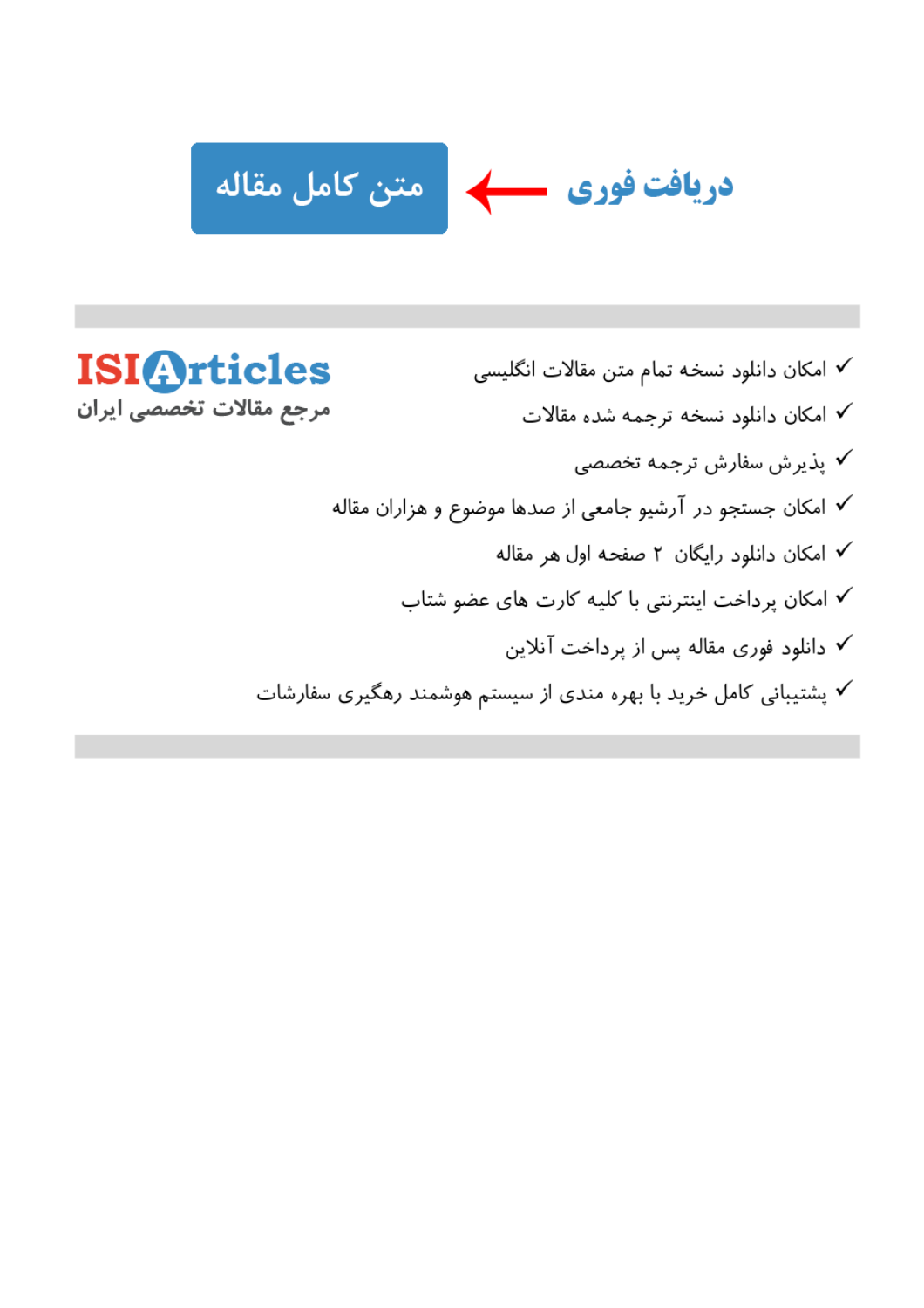دریافت فوری ← **متن کامل مقاله**

**ISIArticles**
مرجع مقالات تخصصی ایران

- ✓ امکان دانلود نسخه تمام متن مقالات انگلیسی
- ✓ امکان دانلود نسخه ترجمه شده مقالات
- ✓ پذیرش سفارش ترجمه تخصصی
- ✓ امکان جستجو در آرشیو جامعی از صدها موضوع و هزاران مقاله
- ✓ امکان دانلود رایگان ۲ صفحه اول هر مقاله
- ✓ امکان پرداخت اینترنتی با کلیه کارت های عضو شتاب
- ✓ دانلود فوری مقاله پس از پرداخت آنلاین
- ✓ پشتیبانی کامل خرید با بهره مندی از سیستم هوشمند رهگیری سفارشات